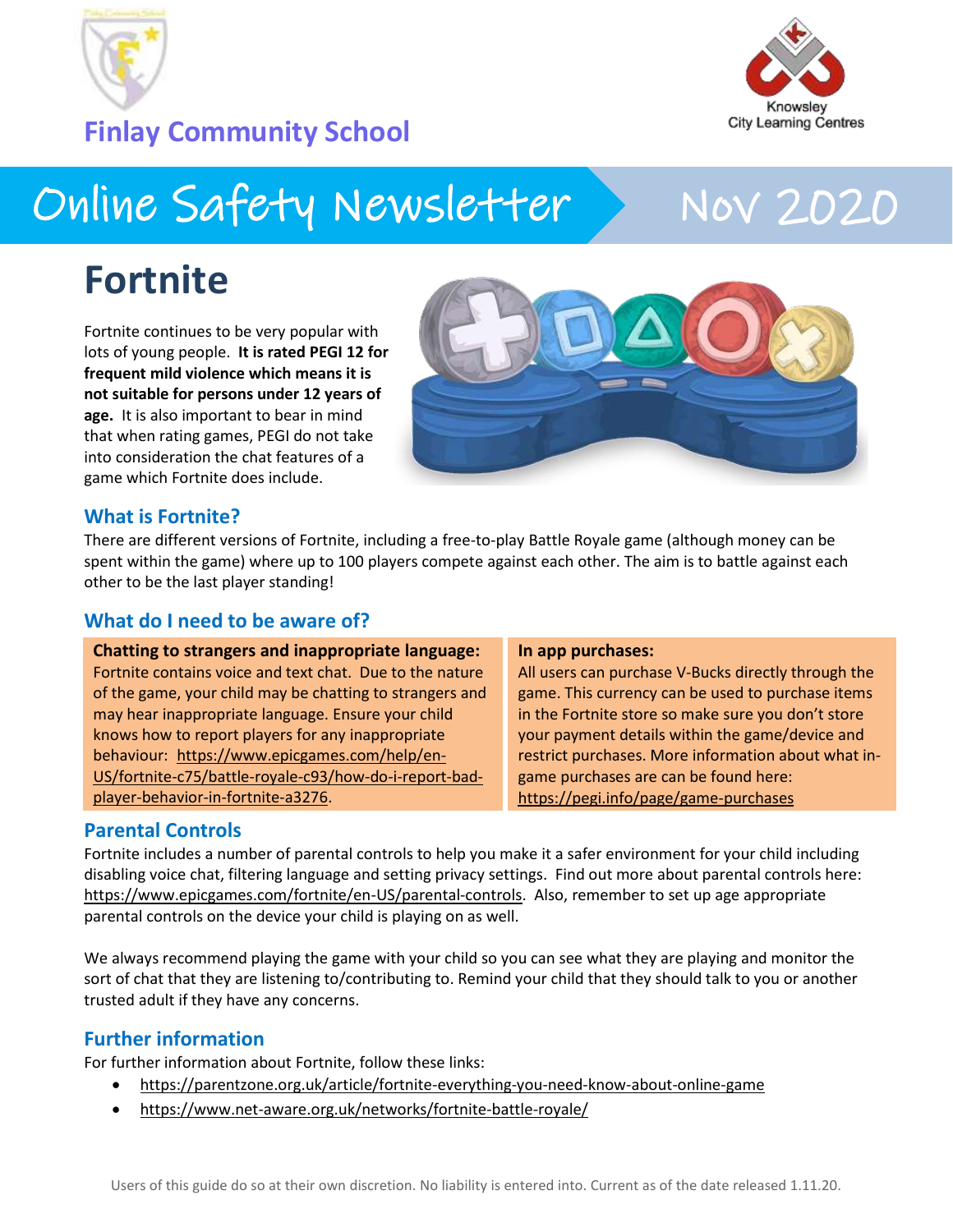Finlay Community School

Knowsley City Learning Centres

# Online Safety Newsletter Nov 2020

## Fortnite

Fortnite continues to be very popular with lots of young people. **It is rated PEGI 12 for frequent mild violence which means it is not suitable for persons under 12 years of age.** It is also important to bear in mind that when rating games, PEGI do not take into consideration the chat features of a game which Fortnite does include.

### What is Fortnite?

There are different versions of Fortnite, including a free-to-play Battle Royale game (although money can be spent within the game) where up to 100 players compete against each other. The aim is to battle against each other to be the last player standing!

### What do I need to be aware of?

**Chatting to strangers and inappropriate language:**
Fortnite contains voice and text chat. Due to the nature of the game, your child may be chatting to strangers and may hear inappropriate language. Ensure your child knows how to report players for any inappropriate behaviour: https://www.epicgames.com/help/en-US/fortnite-c75/battle-royale-c93/how-do-i-report-bad-player-behavior-in-fortnite-a3276.

**In app purchases:**
All users can purchase V-Bucks directly through the game. This currency can be used to purchase items in the Fortnite store so make sure you don't store your payment details within the game/device and restrict purchases. More information about what in-game purchases are can be found here: https://pegi.info/page/game-purchases

### Parental Controls

Fortnite includes a number of parental controls to help you make it a safer environment for your child including disabling voice chat, filtering language and setting privacy settings. Find out more about parental controls here: https://www.epicgames.com/fortnite/en-US/parental-controls. Also, remember to set up age appropriate parental controls on the device your child is playing on as well.

We always recommend playing the game with your child so you can see what they are playing and monitor the sort of chat that they are listening to/contributing to. Remind your child that they should talk to you or another trusted adult if they have any concerns.

### Further information

For further information about Fortnite, follow these links:

- https://parentzone.org.uk/article/fortnite-everything-you-need-know-about-online-game
- https://www.net-aware.org.uk/networks/fortnite-battle-royale/

Users of this guide do so at their own discretion. No liability is entered into. Current as of the date released 1.11.20.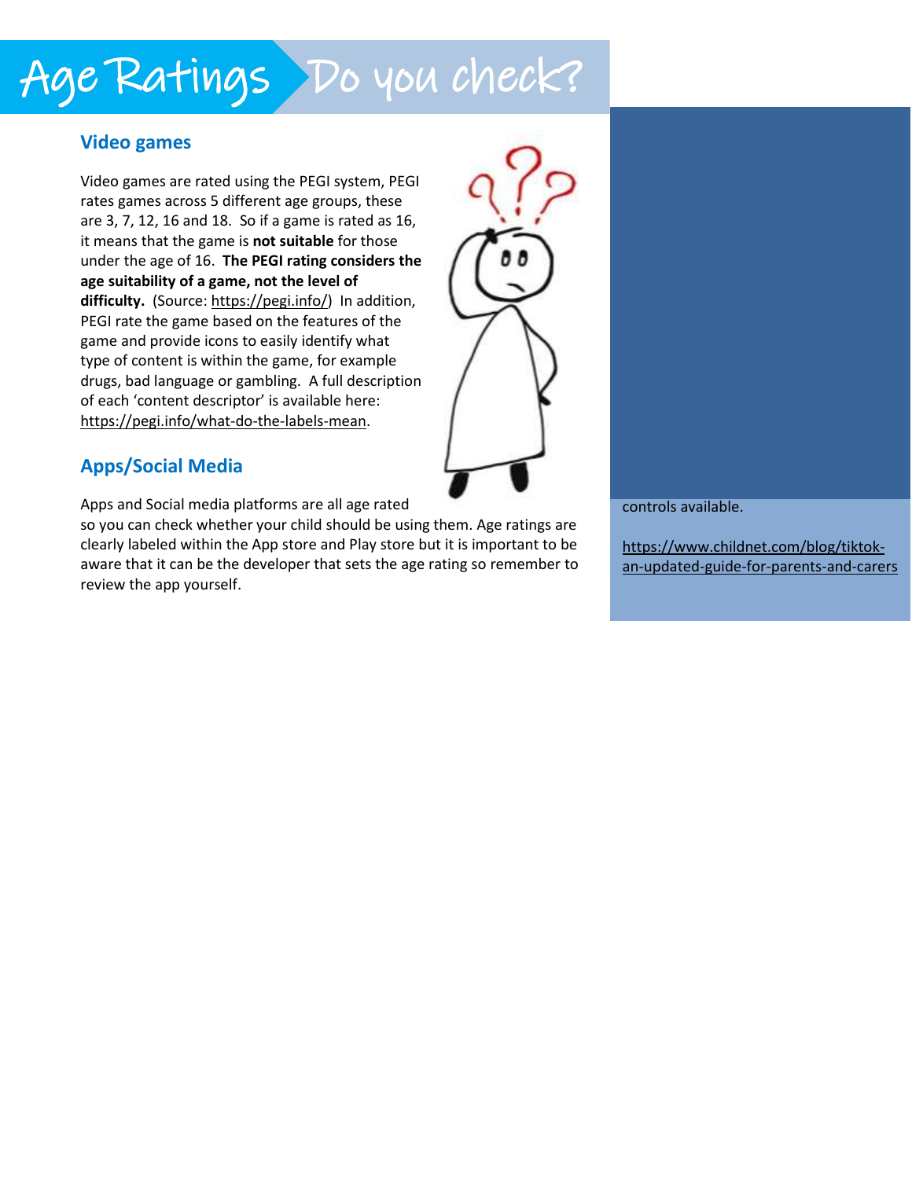# Age Ratings Do you check?

## Video games

Video games are rated using the PEGI system, PEGI rates games across 5 different age groups, these are 3, 7, 12, 16 and 18. So if a game is rated as 16, it means that the game is **not suitable** for those under the age of 16. **The PEGI rating considers the age suitability of a game, not the level of difficulty.** (Source: https://pegi.info/) In addition, PEGI rate the game based on the features of the game and provide icons to easily identify what type of content is within the game, for example drugs, bad language or gambling. A full description of each 'content descriptor' is available here: https://pegi.info/what-do-the-labels-mean.

## Apps/Social Media

Apps and Social media platforms are all age rated so you can check whether your child should be using them. Age ratings are clearly labeled within the App store and Play store but it is important to be aware that it can be the developer that sets the age rating so remember to review the app yourself.

controls available.

https://www.childnet.com/blog/tiktok-an-updated-guide-for-parents-and-carers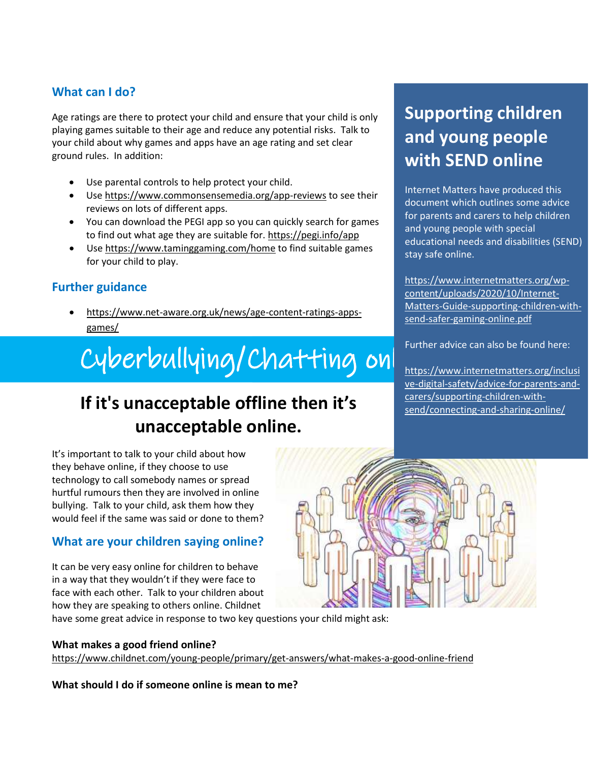## What can I do?

Age ratings are there to protect your child and ensure that your child is only playing games suitable to their age and reduce any potential risks. Talk to your child about why games and apps have an age rating and set clear ground rules. In addition:

- Use parental controls to help protect your child.
- Use https://www.commonsensemedia.org/app-reviews to see their reviews on lots of different apps.
- You can download the PEGI app so you can quickly search for games to find out what age they are suitable for. https://pegi.info/app
- Use https://www.taminggaming.com/home to find suitable games for your child to play.

## Further guidance

- https://www.net-aware.org.uk/news/age-content-ratings-apps-games/

## Supporting children and young people with SEND online

Internet Matters have produced this document which outlines some advice for parents and carers to help children and young people with special educational needs and disabilities (SEND) stay safe online.

https://www.internetmatters.org/wp-content/uploads/2020/10/Internet-Matters-Guide-supporting-children-with-send-safer-gaming-online.pdf

Further advice can also be found here:

https://www.internetmatters.org/inclusive-digital-safety/advice-for-parents-and-carers/supporting-children-with-send/connecting-and-sharing-online/

# Cyberbullying/Chatting onl

## If it's unacceptable offline then it's unacceptable online.

It's important to talk to your child about how they behave online, if they choose to use technology to call somebody names or spread hurtful rumours then they are involved in online bullying. Talk to your child, ask them how they would feel if the same was said or done to them?

## What are your children saying online?

It can be very easy online for children to behave in a way that they wouldn't if they were face to face with each other. Talk to your children about how they are speaking to others online. Childnet have some great advice in response to two key questions your child might ask:

**What makes a good friend online?**
https://www.childnet.com/young-people/primary/get-answers/what-makes-a-good-online-friend

**What should I do if someone online is mean to me?**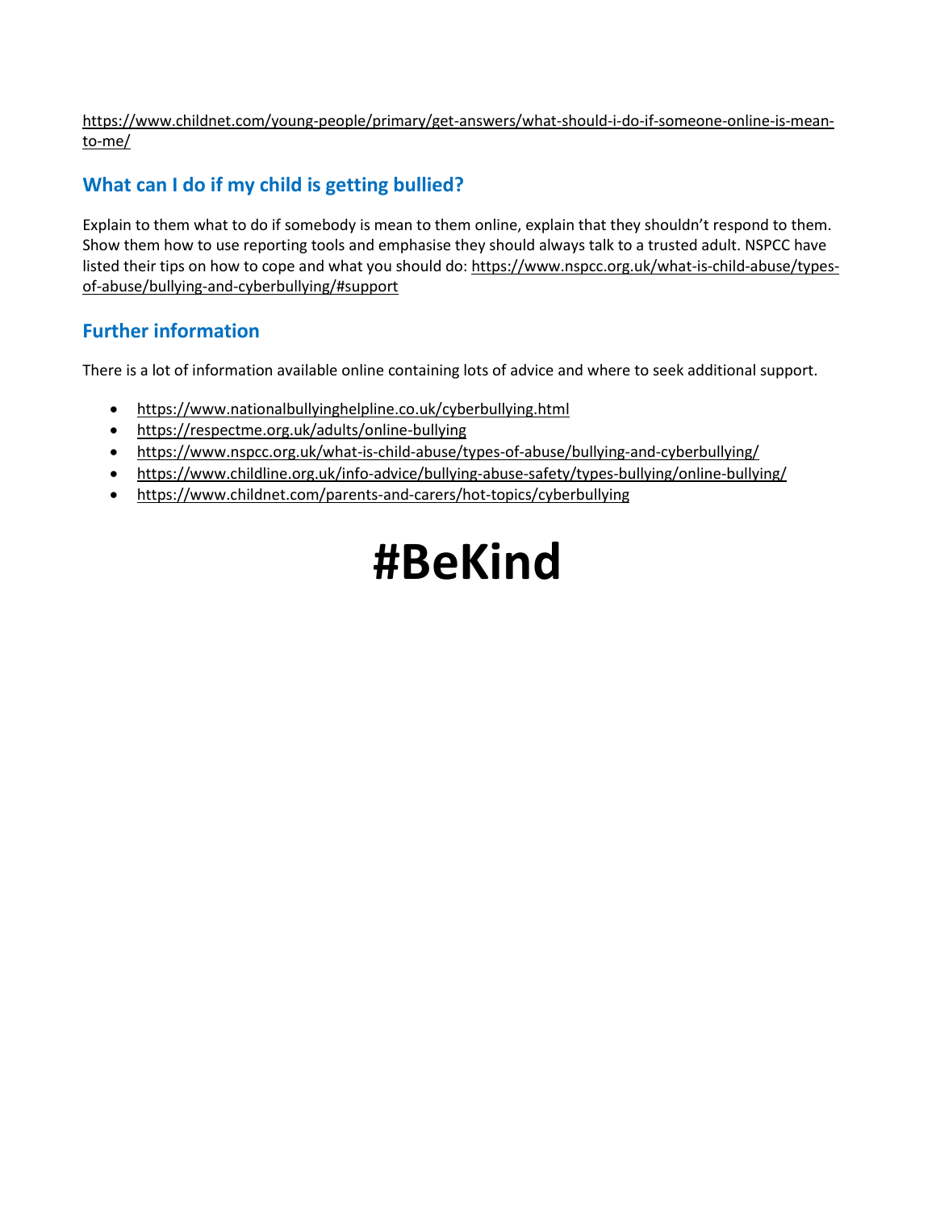https://www.childnet.com/young-people/primary/get-answers/what-should-i-do-if-someone-online-is-mean-to-me/

## What can I do if my child is getting bullied?

Explain to them what to do if somebody is mean to them online, explain that they shouldn't respond to them. Show them how to use reporting tools and emphasise they should always talk to a trusted adult. NSPCC have listed their tips on how to cope and what you should do: https://www.nspcc.org.uk/what-is-child-abuse/types-of-abuse/bullying-and-cyberbullying/#support

## Further information

There is a lot of information available online containing lots of advice and where to seek additional support.

- https://www.nationalbullyinghelpline.co.uk/cyberbullying.html
- https://respectme.org.uk/adults/online-bullying
- https://www.nspcc.org.uk/what-is-child-abuse/types-of-abuse/bullying-and-cyberbullying/
- https://www.childline.org.uk/info-advice/bullying-abuse-safety/types-bullying/online-bullying/
- https://www.childnet.com/parents-and-carers/hot-topics/cyberbullying

**#BeKind**